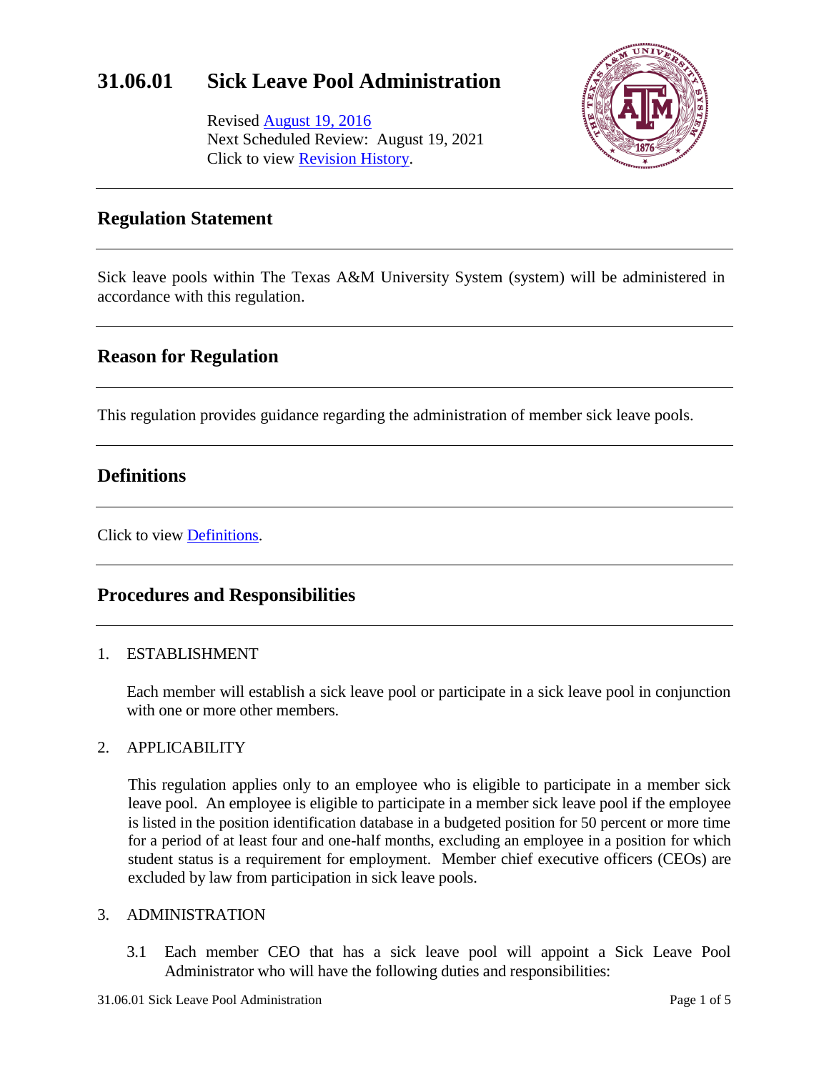# 31.06.01 Sick Leave Pool Administration

Revised August 19, 2016
Next Scheduled Review: August 19, 2021
Click to view Revision History.

## Regulation Statement

Sick leave pools within The Texas A&M University System (system) will be administered in accordance with this regulation.

## Reason for Regulation

This regulation provides guidance regarding the administration of member sick leave pools.

## Definitions

Click to view Definitions.

## Procedures and Responsibilities

1. ESTABLISHMENT

   Each member will establish a sick leave pool or participate in a sick leave pool in conjunction with one or more other members.

2. APPLICABILITY

   This regulation applies only to an employee who is eligible to participate in a member sick leave pool. An employee is eligible to participate in a member sick leave pool if the employee is listed in the position identification database in a budgeted position for 50 percent or more time for a period of at least four and one-half months, excluding an employee in a position for which student status is a requirement for employment. Member chief executive officers (CEOs) are excluded by law from participation in sick leave pools.

3. ADMINISTRATION

   3.1 Each member CEO that has a sick leave pool will appoint a Sick Leave Pool Administrator who will have the following duties and responsibilities: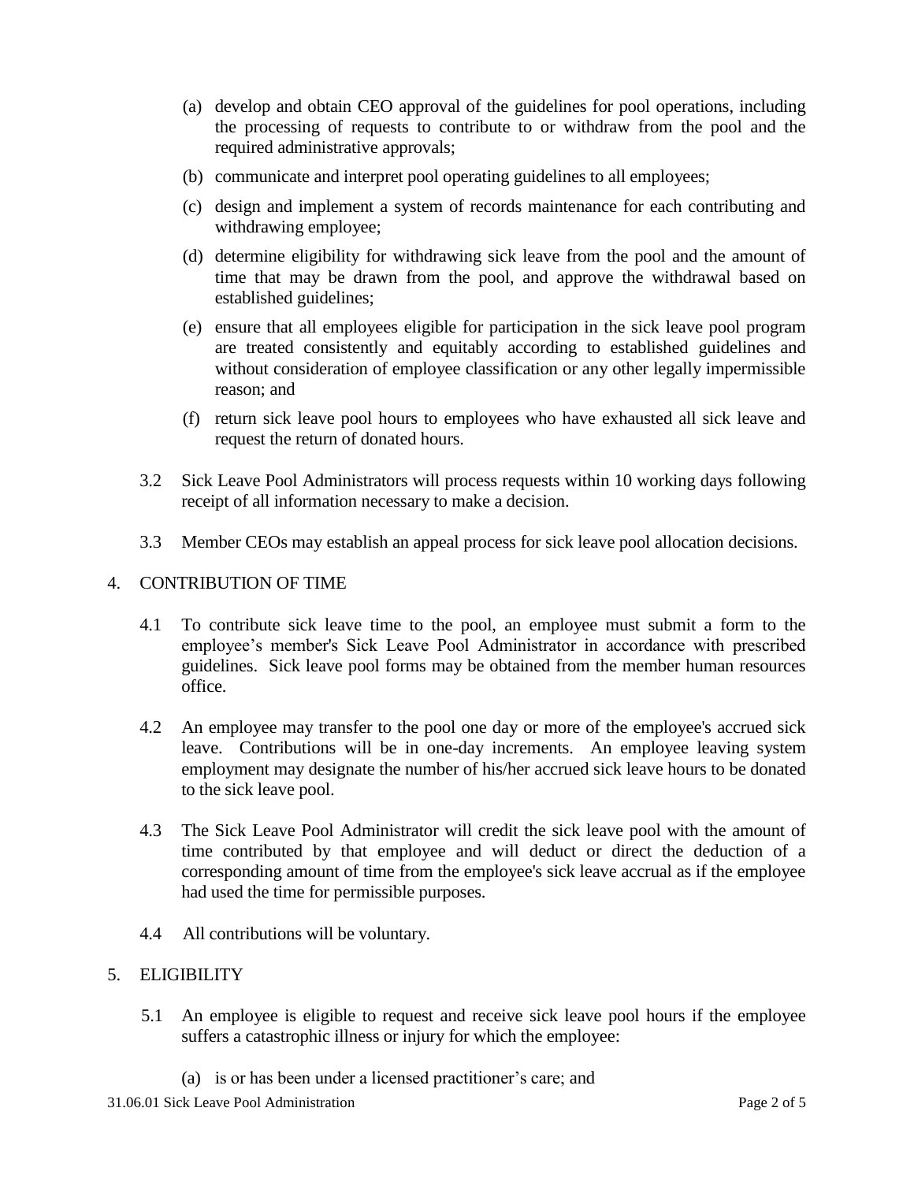(a) develop and obtain CEO approval of the guidelines for pool operations, including the processing of requests to contribute to or withdraw from the pool and the required administrative approvals;

(b) communicate and interpret pool operating guidelines to all employees;

(c) design and implement a system of records maintenance for each contributing and withdrawing employee;

(d) determine eligibility for withdrawing sick leave from the pool and the amount of time that may be drawn from the pool, and approve the withdrawal based on established guidelines;

(e) ensure that all employees eligible for participation in the sick leave pool program are treated consistently and equitably according to established guidelines and without consideration of employee classification or any other legally impermissible reason; and

(f) return sick leave pool hours to employees who have exhausted all sick leave and request the return of donated hours.

3.2 Sick Leave Pool Administrators will process requests within 10 working days following receipt of all information necessary to make a decision.

3.3 Member CEOs may establish an appeal process for sick leave pool allocation decisions.

## 4. CONTRIBUTION OF TIME

4.1 To contribute sick leave time to the pool, an employee must submit a form to the employee's member's Sick Leave Pool Administrator in accordance with prescribed guidelines. Sick leave pool forms may be obtained from the member human resources office.

4.2 An employee may transfer to the pool one day or more of the employee's accrued sick leave. Contributions will be in one-day increments. An employee leaving system employment may designate the number of his/her accrued sick leave hours to be donated to the sick leave pool.

4.3 The Sick Leave Pool Administrator will credit the sick leave pool with the amount of time contributed by that employee and will deduct or direct the deduction of a corresponding amount of time from the employee's sick leave accrual as if the employee had used the time for permissible purposes.

4.4 All contributions will be voluntary.

## 5. ELIGIBILITY

5.1 An employee is eligible to request and receive sick leave pool hours if the employee suffers a catastrophic illness or injury for which the employee:

(a) is or has been under a licensed practitioner's care; and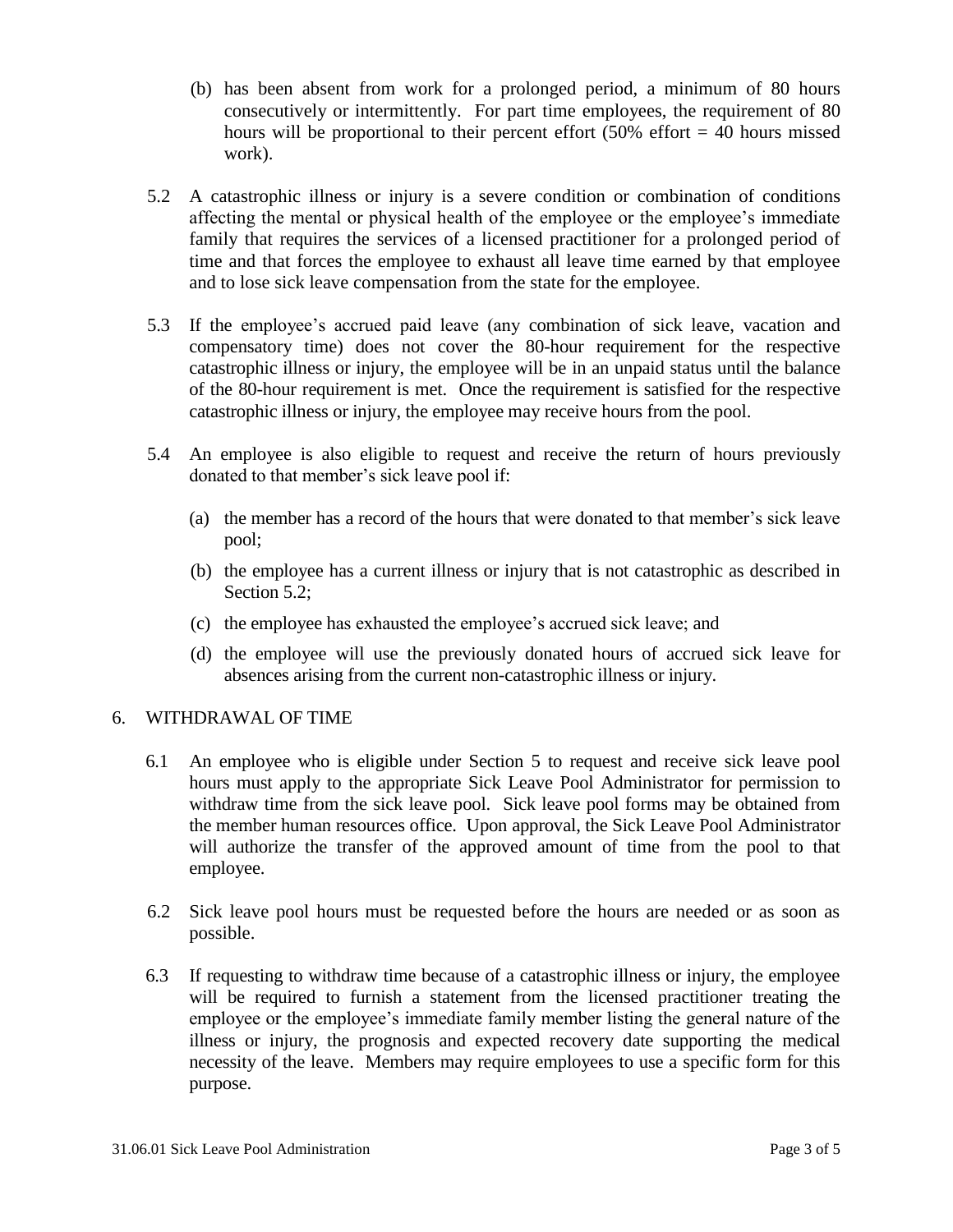(b) has been absent from work for a prolonged period, a minimum of 80 hours consecutively or intermittently. For part time employees, the requirement of 80 hours will be proportional to their percent effort (50% effort = 40 hours missed work).

5.2 A catastrophic illness or injury is a severe condition or combination of conditions affecting the mental or physical health of the employee or the employee's immediate family that requires the services of a licensed practitioner for a prolonged period of time and that forces the employee to exhaust all leave time earned by that employee and to lose sick leave compensation from the state for the employee.

5.3 If the employee's accrued paid leave (any combination of sick leave, vacation and compensatory time) does not cover the 80-hour requirement for the respective catastrophic illness or injury, the employee will be in an unpaid status until the balance of the 80-hour requirement is met. Once the requirement is satisfied for the respective catastrophic illness or injury, the employee may receive hours from the pool.

5.4 An employee is also eligible to request and receive the return of hours previously donated to that member's sick leave pool if:

(a) the member has a record of the hours that were donated to that member's sick leave pool;

(b) the employee has a current illness or injury that is not catastrophic as described in Section 5.2;

(c) the employee has exhausted the employee's accrued sick leave; and

(d) the employee will use the previously donated hours of accrued sick leave for absences arising from the current non-catastrophic illness or injury.

## 6. WITHDRAWAL OF TIME

6.1 An employee who is eligible under Section 5 to request and receive sick leave pool hours must apply to the appropriate Sick Leave Pool Administrator for permission to withdraw time from the sick leave pool. Sick leave pool forms may be obtained from the member human resources office. Upon approval, the Sick Leave Pool Administrator will authorize the transfer of the approved amount of time from the pool to that employee.

6.2 Sick leave pool hours must be requested before the hours are needed or as soon as possible.

6.3 If requesting to withdraw time because of a catastrophic illness or injury, the employee will be required to furnish a statement from the licensed practitioner treating the employee or the employee's immediate family member listing the general nature of the illness or injury, the prognosis and expected recovery date supporting the medical necessity of the leave. Members may require employees to use a specific form for this purpose.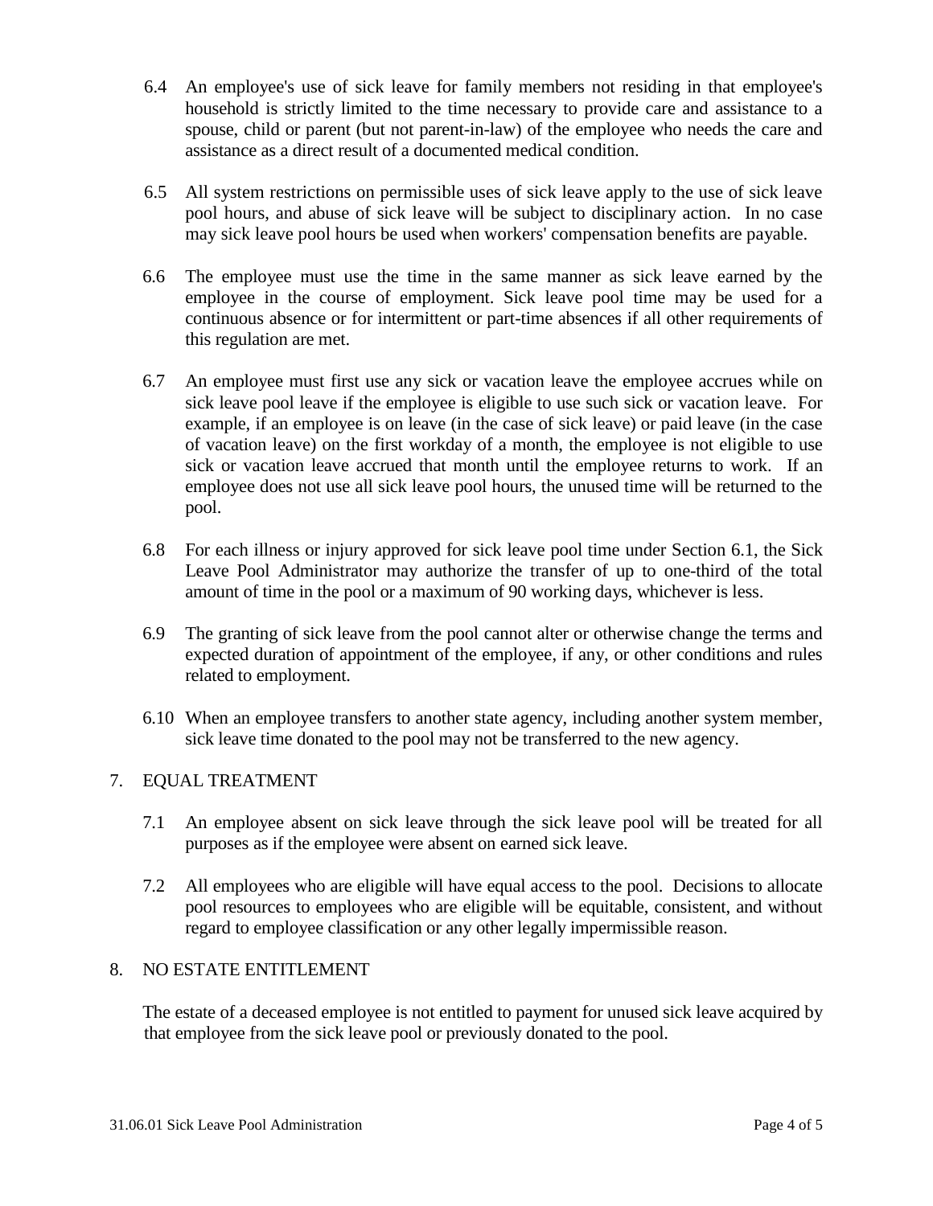6.4 An employee's use of sick leave for family members not residing in that employee's household is strictly limited to the time necessary to provide care and assistance to a spouse, child or parent (but not parent-in-law) of the employee who needs the care and assistance as a direct result of a documented medical condition.

6.5 All system restrictions on permissible uses of sick leave apply to the use of sick leave pool hours, and abuse of sick leave will be subject to disciplinary action. In no case may sick leave pool hours be used when workers' compensation benefits are payable.

6.6 The employee must use the time in the same manner as sick leave earned by the employee in the course of employment. Sick leave pool time may be used for a continuous absence or for intermittent or part-time absences if all other requirements of this regulation are met.

6.7 An employee must first use any sick or vacation leave the employee accrues while on sick leave pool leave if the employee is eligible to use such sick or vacation leave. For example, if an employee is on leave (in the case of sick leave) or paid leave (in the case of vacation leave) on the first workday of a month, the employee is not eligible to use sick or vacation leave accrued that month until the employee returns to work. If an employee does not use all sick leave pool hours, the unused time will be returned to the pool.

6.8 For each illness or injury approved for sick leave pool time under Section 6.1, the Sick Leave Pool Administrator may authorize the transfer of up to one-third of the total amount of time in the pool or a maximum of 90 working days, whichever is less.

6.9 The granting of sick leave from the pool cannot alter or otherwise change the terms and expected duration of appointment of the employee, if any, or other conditions and rules related to employment.

6.10 When an employee transfers to another state agency, including another system member, sick leave time donated to the pool may not be transferred to the new agency.

## 7. EQUAL TREATMENT

7.1 An employee absent on sick leave through the sick leave pool will be treated for all purposes as if the employee were absent on earned sick leave.

7.2 All employees who are eligible will have equal access to the pool. Decisions to allocate pool resources to employees who are eligible will be equitable, consistent, and without regard to employee classification or any other legally impermissible reason.

## 8. NO ESTATE ENTITLEMENT

The estate of a deceased employee is not entitled to payment for unused sick leave acquired by that employee from the sick leave pool or previously donated to the pool.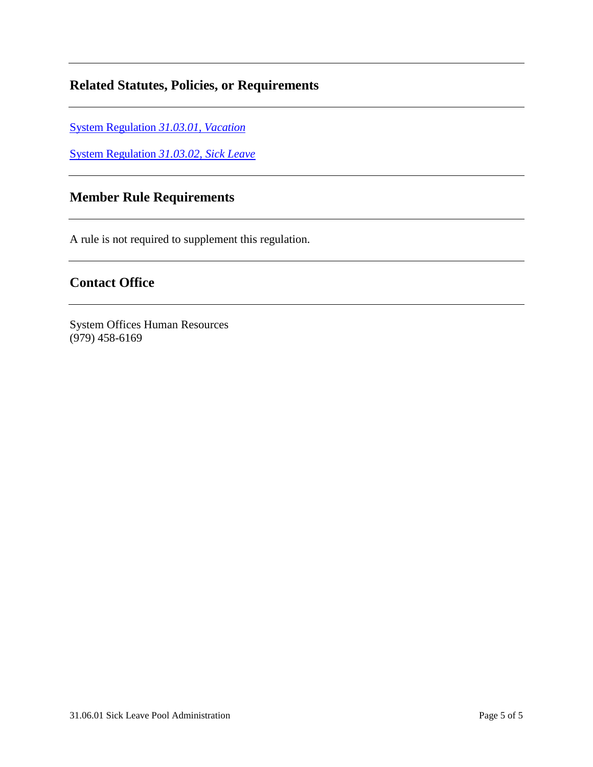## Related Statutes, Policies, or Requirements

[System Regulation *31.03.01, Vacation*]

[System Regulation *31.03.02, Sick Leave*]

## Member Rule Requirements

A rule is not required to supplement this regulation.

## Contact Office

System Offices Human Resources
(979) 458-6169